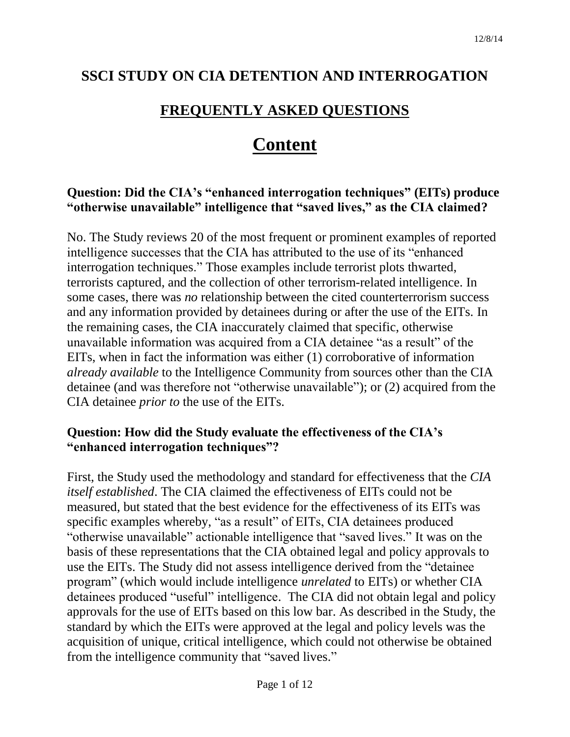# SSCI STUDY ON CIA DETENTION AND INTERROGATION

## FREQUENTLY ASKED QUESTIONS

# Content

### Question: Did the CIA's "enhanced interrogation techniques" (EITs) produce "otherwise unavailable" intelligence that "saved lives," as the CIA claimed?

No. The Study reviews 20 of the most frequent or prominent examples of reported intelligence successes that the CIA has attributed to the use of its "enhanced interrogation techniques." Those examples include terrorist plots thwarted, terrorists captured, and the collection of other terrorism-related intelligence. In some cases, there was *no* relationship between the cited counterterrorism success and any information provided by detainees during or after the use of the EITs. In the remaining cases, the CIA inaccurately claimed that specific, otherwise unavailable information was acquired from a CIA detainee "as a result" of the EITs, when in fact the information was either (1) corroborative of information *already available* to the Intelligence Community from sources other than the CIA detainee (and was therefore not "otherwise unavailable"); or (2) acquired from the CIA detainee *prior to* the use of the EITs.

### Question: How did the Study evaluate the effectiveness of the CIA's "enhanced interrogation techniques"?

First, the Study used the methodology and standard for effectiveness that the *CIA itself established*. The CIA claimed the effectiveness of EITs could not be measured, but stated that the best evidence for the effectiveness of its EITs was specific examples whereby, "as a result" of EITs, CIA detainees produced "otherwise unavailable" actionable intelligence that "saved lives." It was on the basis of these representations that the CIA obtained legal and policy approvals to use the EITs. The Study did not assess intelligence derived from the "detainee program" (which would include intelligence *unrelated* to EITs) or whether CIA detainees produced "useful" intelligence. The CIA did not obtain legal and policy approvals for the use of EITs based on this low bar. As described in the Study, the standard by which the EITs were approved at the legal and policy levels was the acquisition of unique, critical intelligence, which could not otherwise be obtained from the intelligence community that "saved lives."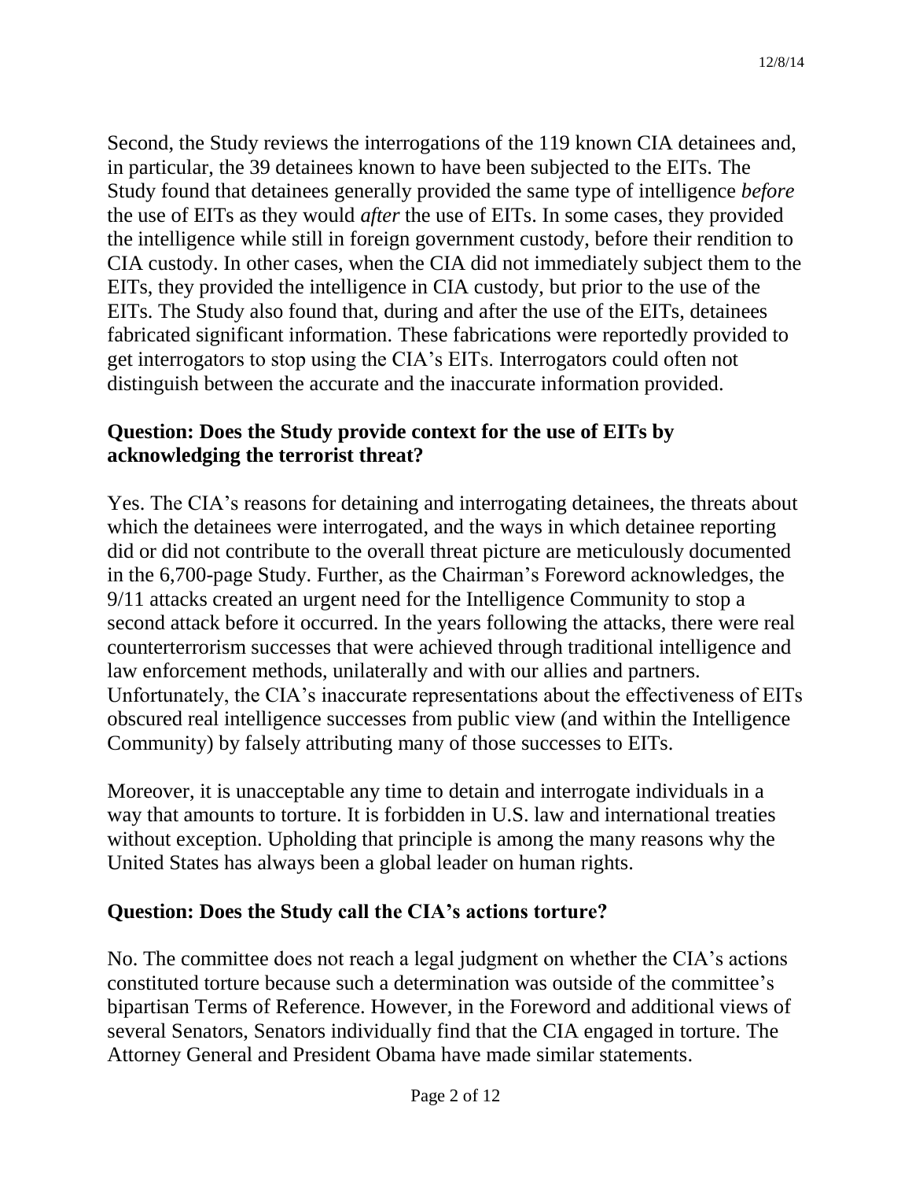Second, the Study reviews the interrogations of the 119 known CIA detainees and, in particular, the 39 detainees known to have been subjected to the EITs. The Study found that detainees generally provided the same type of intelligence *before* the use of EITs as they would *after* the use of EITs. In some cases, they provided the intelligence while still in foreign government custody, before their rendition to CIA custody. In other cases, when the CIA did not immediately subject them to the EITs, they provided the intelligence in CIA custody, but prior to the use of the EITs. The Study also found that, during and after the use of the EITs, detainees fabricated significant information. These fabrications were reportedly provided to get interrogators to stop using the CIA's EITs. Interrogators could often not distinguish between the accurate and the inaccurate information provided.

**Question: Does the Study provide context for the use of EITs by acknowledging the terrorist threat?**

Yes. The CIA's reasons for detaining and interrogating detainees, the threats about which the detainees were interrogated, and the ways in which detainee reporting did or did not contribute to the overall threat picture are meticulously documented in the 6,700-page Study. Further, as the Chairman's Foreword acknowledges, the 9/11 attacks created an urgent need for the Intelligence Community to stop a second attack before it occurred. In the years following the attacks, there were real counterterrorism successes that were achieved through traditional intelligence and law enforcement methods, unilaterally and with our allies and partners. Unfortunately, the CIA's inaccurate representations about the effectiveness of EITs obscured real intelligence successes from public view (and within the Intelligence Community) by falsely attributing many of those successes to EITs.

Moreover, it is unacceptable any time to detain and interrogate individuals in a way that amounts to torture. It is forbidden in U.S. law and international treaties without exception. Upholding that principle is among the many reasons why the United States has always been a global leader on human rights.

**Question: Does the Study call the CIA's actions torture?**

No. The committee does not reach a legal judgment on whether the CIA's actions constituted torture because such a determination was outside of the committee's bipartisan Terms of Reference. However, in the Foreword and additional views of several Senators, Senators individually find that the CIA engaged in torture. The Attorney General and President Obama have made similar statements.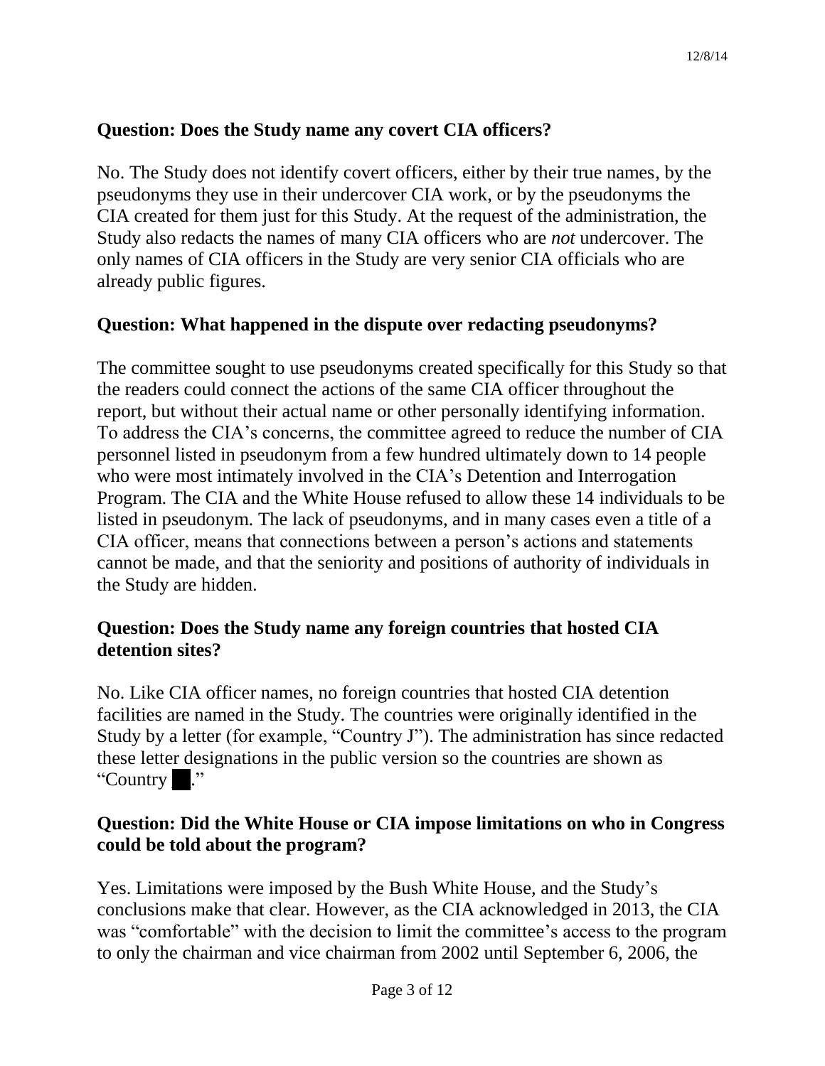**Question: Does the Study name any covert CIA officers?**

No. The Study does not identify covert officers, either by their true names, by the pseudonyms they use in their undercover CIA work, or by the pseudonyms the CIA created for them just for this Study. At the request of the administration, the Study also redacts the names of many CIA officers who are *not* undercover. The only names of CIA officers in the Study are very senior CIA officials who are already public figures.

**Question: What happened in the dispute over redacting pseudonyms?**

The committee sought to use pseudonyms created specifically for this Study so that the readers could connect the actions of the same CIA officer throughout the report, but without their actual name or other personally identifying information. To address the CIA's concerns, the committee agreed to reduce the number of CIA personnel listed in pseudonym from a few hundred ultimately down to 14 people who were most intimately involved in the CIA's Detention and Interrogation Program. The CIA and the White House refused to allow these 14 individuals to be listed in pseudonym. The lack of pseudonyms, and in many cases even a title of a CIA officer, means that connections between a person's actions and statements cannot be made, and that the seniority and positions of authority of individuals in the Study are hidden.

**Question: Does the Study name any foreign countries that hosted CIA detention sites?**

No. Like CIA officer names, no foreign countries that hosted CIA detention facilities are named in the Study. The countries were originally identified in the Study by a letter (for example, "Country J"). The administration has since redacted these letter designations in the public version so the countries are shown as "Country ██."

**Question: Did the White House or CIA impose limitations on who in Congress could be told about the program?**

Yes. Limitations were imposed by the Bush White House, and the Study's conclusions make that clear. However, as the CIA acknowledged in 2013, the CIA was "comfortable" with the decision to limit the committee's access to the program to only the chairman and vice chairman from 2002 until September 6, 2006, the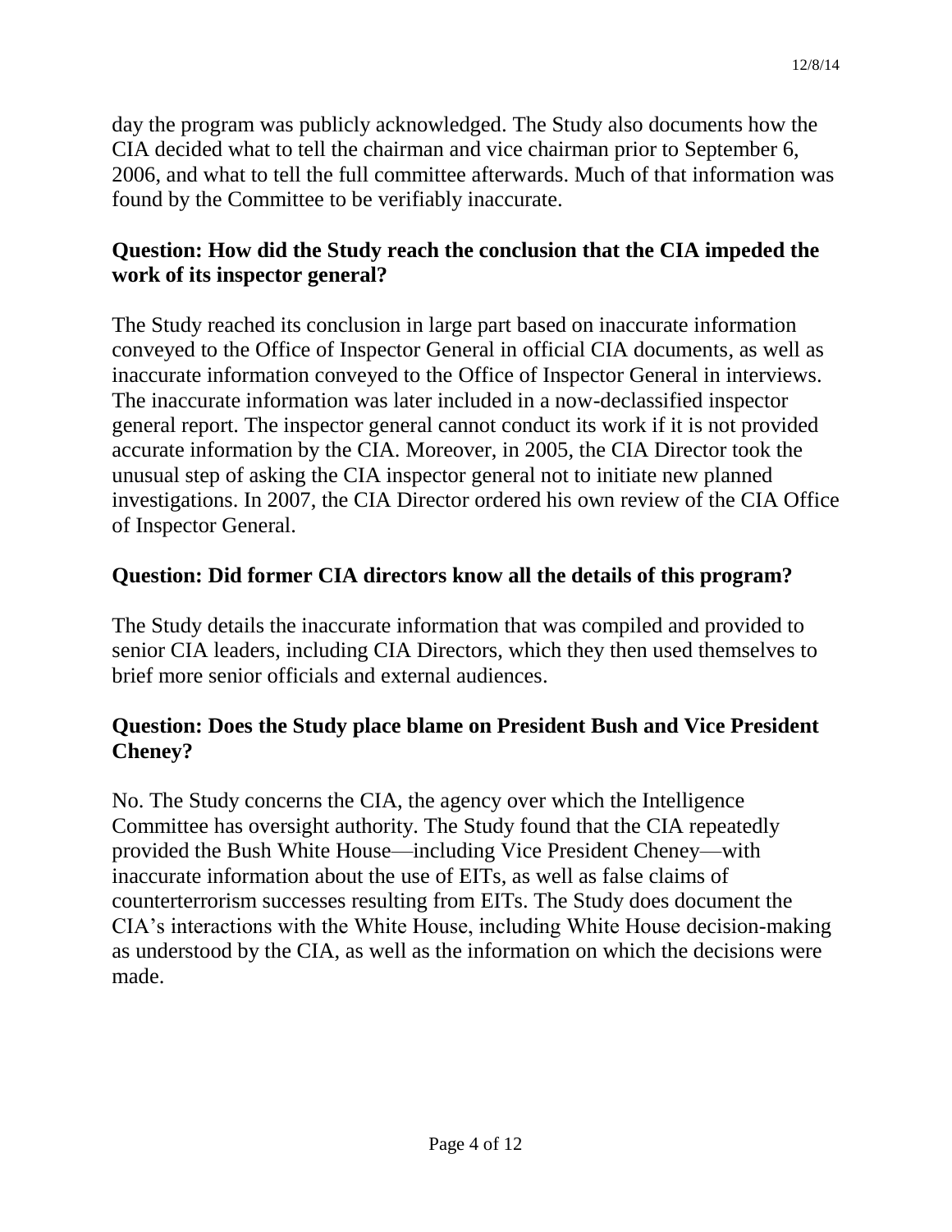day the program was publicly acknowledged. The Study also documents how the CIA decided what to tell the chairman and vice chairman prior to September 6, 2006, and what to tell the full committee afterwards. Much of that information was found by the Committee to be verifiably inaccurate.

**Question: How did the Study reach the conclusion that the CIA impeded the work of its inspector general?**

The Study reached its conclusion in large part based on inaccurate information conveyed to the Office of Inspector General in official CIA documents, as well as inaccurate information conveyed to the Office of Inspector General in interviews. The inaccurate information was later included in a now-declassified inspector general report. The inspector general cannot conduct its work if it is not provided accurate information by the CIA. Moreover, in 2005, the CIA Director took the unusual step of asking the CIA inspector general not to initiate new planned investigations. In 2007, the CIA Director ordered his own review of the CIA Office of Inspector General.

**Question: Did former CIA directors know all the details of this program?**

The Study details the inaccurate information that was compiled and provided to senior CIA leaders, including CIA Directors, which they then used themselves to brief more senior officials and external audiences.

**Question: Does the Study place blame on President Bush and Vice President Cheney?**

No. The Study concerns the CIA, the agency over which the Intelligence Committee has oversight authority. The Study found that the CIA repeatedly provided the Bush White House—including Vice President Cheney—with inaccurate information about the use of EITs, as well as false claims of counterterrorism successes resulting from EITs. The Study does document the CIA's interactions with the White House, including White House decision-making as understood by the CIA, as well as the information on which the decisions were made.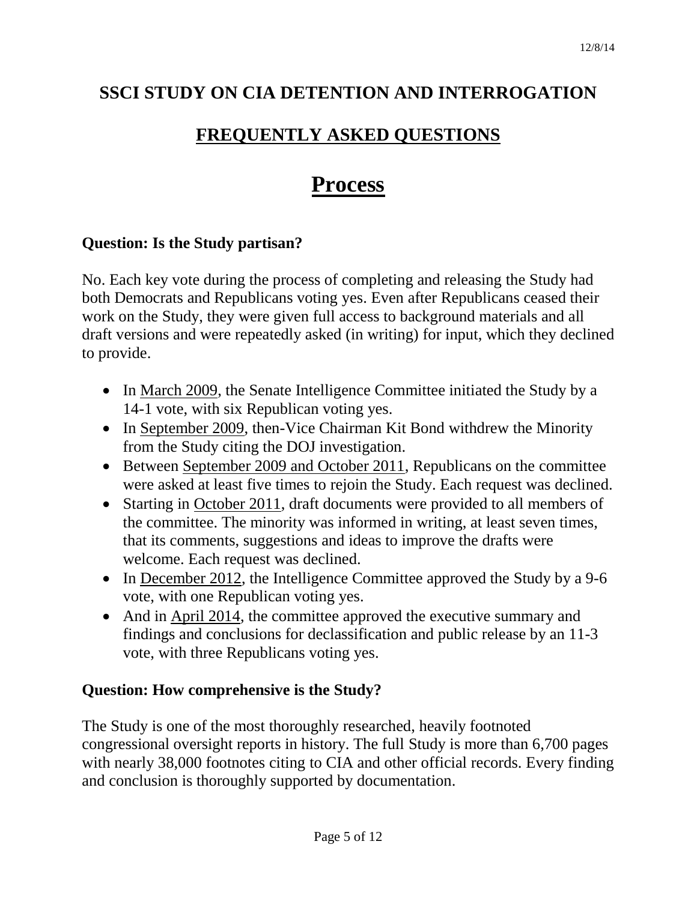# SSCI STUDY ON CIA DETENTION AND INTERROGATION

## FREQUENTLY ASKED QUESTIONS

# Process

**Question: Is the Study partisan?**

No. Each key vote during the process of completing and releasing the Study had both Democrats and Republicans voting yes. Even after Republicans ceased their work on the Study, they were given full access to background materials and all draft versions and were repeatedly asked (in writing) for input, which they declined to provide.

- In March 2009, the Senate Intelligence Committee initiated the Study by a 14-1 vote, with six Republican voting yes.
- In September 2009, then-Vice Chairman Kit Bond withdrew the Minority from the Study citing the DOJ investigation.
- Between September 2009 and October 2011, Republicans on the committee were asked at least five times to rejoin the Study. Each request was declined.
- Starting in October 2011, draft documents were provided to all members of the committee. The minority was informed in writing, at least seven times, that its comments, suggestions and ideas to improve the drafts were welcome. Each request was declined.
- In December 2012, the Intelligence Committee approved the Study by a 9-6 vote, with one Republican voting yes.
- And in April 2014, the committee approved the executive summary and findings and conclusions for declassification and public release by an 11-3 vote, with three Republicans voting yes.

**Question: How comprehensive is the Study?**

The Study is one of the most thoroughly researched, heavily footnoted congressional oversight reports in history. The full Study is more than 6,700 pages with nearly 38,000 footnotes citing to CIA and other official records. Every finding and conclusion is thoroughly supported by documentation.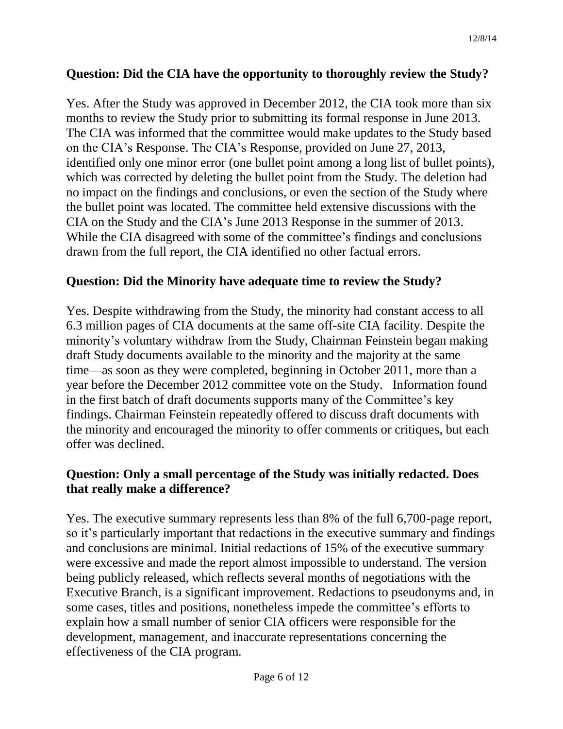**Question: Did the CIA have the opportunity to thoroughly review the Study?**

Yes. After the Study was approved in December 2012, the CIA took more than six months to review the Study prior to submitting its formal response in June 2013. The CIA was informed that the committee would make updates to the Study based on the CIA's Response. The CIA's Response, provided on June 27, 2013, identified only one minor error (one bullet point among a long list of bullet points), which was corrected by deleting the bullet point from the Study. The deletion had no impact on the findings and conclusions, or even the section of the Study where the bullet point was located. The committee held extensive discussions with the CIA on the Study and the CIA's June 2013 Response in the summer of 2013. While the CIA disagreed with some of the committee's findings and conclusions drawn from the full report, the CIA identified no other factual errors.

**Question: Did the Minority have adequate time to review the Study?**

Yes. Despite withdrawing from the Study, the minority had constant access to all 6.3 million pages of CIA documents at the same off-site CIA facility. Despite the minority's voluntary withdraw from the Study, Chairman Feinstein began making draft Study documents available to the minority and the majority at the same time—as soon as they were completed, beginning in October 2011, more than a year before the December 2012 committee vote on the Study. Information found in the first batch of draft documents supports many of the Committee's key findings. Chairman Feinstein repeatedly offered to discuss draft documents with the minority and encouraged the minority to offer comments or critiques, but each offer was declined.

**Question: Only a small percentage of the Study was initially redacted. Does that really make a difference?**

Yes. The executive summary represents less than 8% of the full 6,700-page report, so it's particularly important that redactions in the executive summary and findings and conclusions are minimal. Initial redactions of 15% of the executive summary were excessive and made the report almost impossible to understand. The version being publicly released, which reflects several months of negotiations with the Executive Branch, is a significant improvement. Redactions to pseudonyms and, in some cases, titles and positions, nonetheless impede the committee's efforts to explain how a small number of senior CIA officers were responsible for the development, management, and inaccurate representations concerning the effectiveness of the CIA program.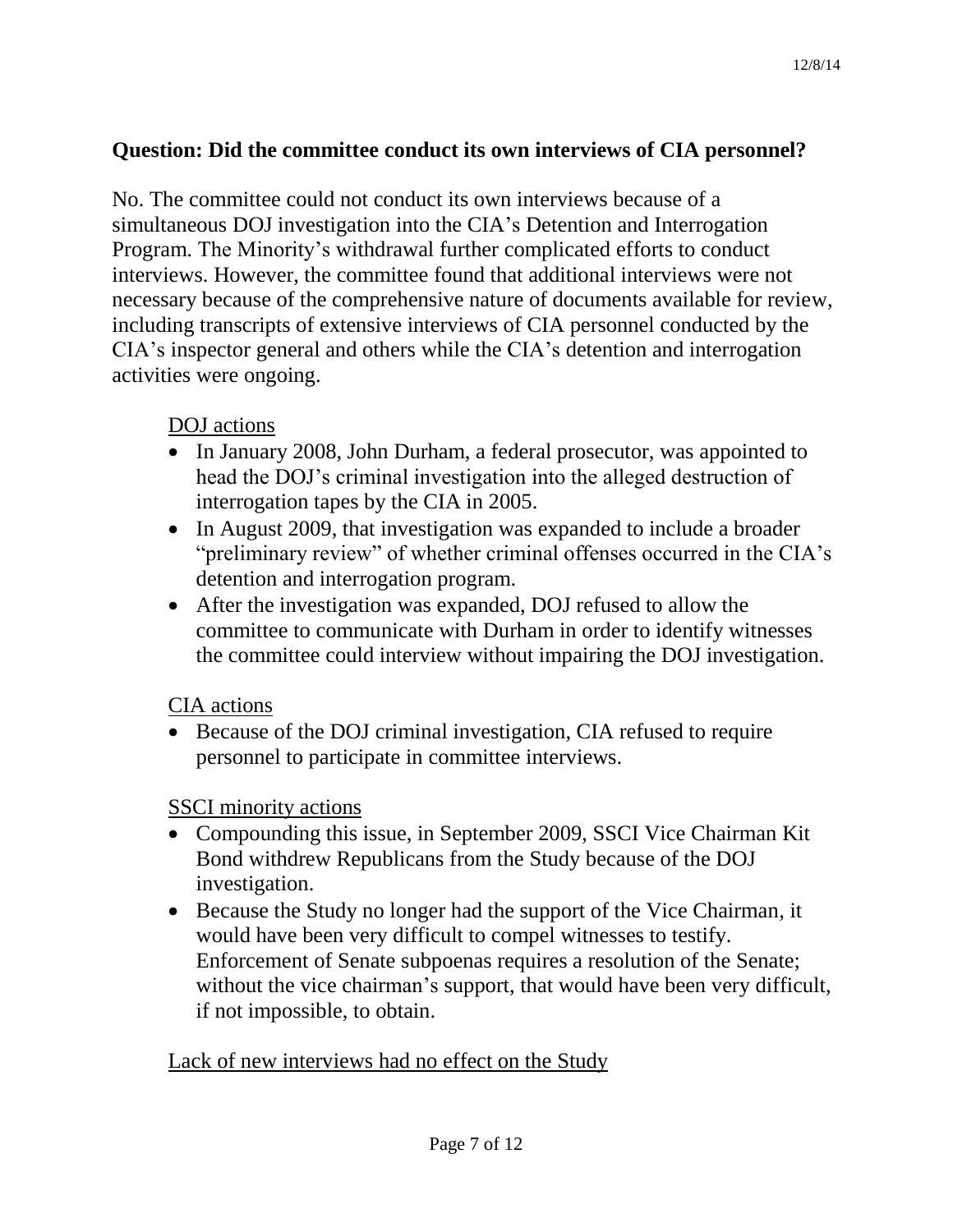**Question: Did the committee conduct its own interviews of CIA personnel?**

No. The committee could not conduct its own interviews because of a simultaneous DOJ investigation into the CIA's Detention and Interrogation Program. The Minority's withdrawal further complicated efforts to conduct interviews. However, the committee found that additional interviews were not necessary because of the comprehensive nature of documents available for review, including transcripts of extensive interviews of CIA personnel conducted by the CIA's inspector general and others while the CIA's detention and interrogation activities were ongoing.

<u>DOJ actions</u>

- In January 2008, John Durham, a federal prosecutor, was appointed to head the DOJ's criminal investigation into the alleged destruction of interrogation tapes by the CIA in 2005.
- In August 2009, that investigation was expanded to include a broader "preliminary review" of whether criminal offenses occurred in the CIA's detention and interrogation program.
- After the investigation was expanded, DOJ refused to allow the committee to communicate with Durham in order to identify witnesses the committee could interview without impairing the DOJ investigation.

<u>CIA actions</u>

- Because of the DOJ criminal investigation, CIA refused to require personnel to participate in committee interviews.

<u>SSCI minority actions</u>

- Compounding this issue, in September 2009, SSCI Vice Chairman Kit Bond withdrew Republicans from the Study because of the DOJ investigation.
- Because the Study no longer had the support of the Vice Chairman, it would have been very difficult to compel witnesses to testify. Enforcement of Senate subpoenas requires a resolution of the Senate; without the vice chairman's support, that would have been very difficult, if not impossible, to obtain.

<u>Lack of new interviews had no effect on the Study</u>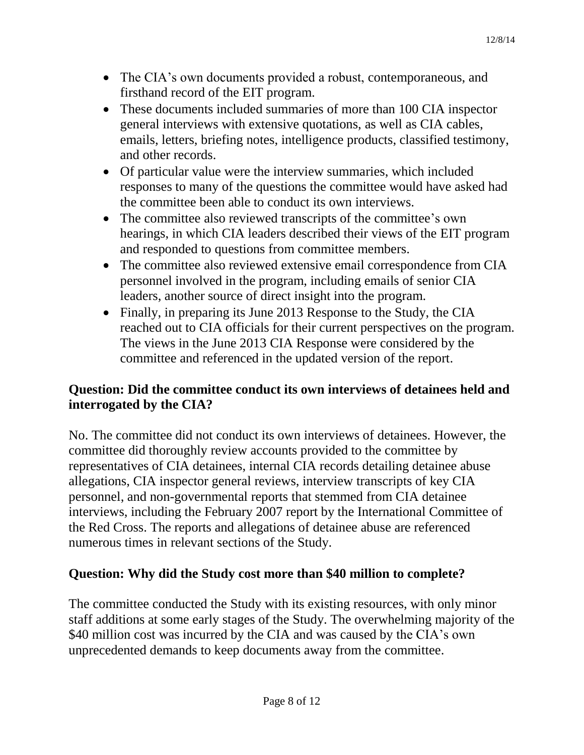- The CIA's own documents provided a robust, contemporaneous, and firsthand record of the EIT program.
- These documents included summaries of more than 100 CIA inspector general interviews with extensive quotations, as well as CIA cables, emails, letters, briefing notes, intelligence products, classified testimony, and other records.
- Of particular value were the interview summaries, which included responses to many of the questions the committee would have asked had the committee been able to conduct its own interviews.
- The committee also reviewed transcripts of the committee's own hearings, in which CIA leaders described their views of the EIT program and responded to questions from committee members.
- The committee also reviewed extensive email correspondence from CIA personnel involved in the program, including emails of senior CIA leaders, another source of direct insight into the program.
- Finally, in preparing its June 2013 Response to the Study, the CIA reached out to CIA officials for their current perspectives on the program. The views in the June 2013 CIA Response were considered by the committee and referenced in the updated version of the report.

**Question: Did the committee conduct its own interviews of detainees held and interrogated by the CIA?**

No. The committee did not conduct its own interviews of detainees. However, the committee did thoroughly review accounts provided to the committee by representatives of CIA detainees, internal CIA records detailing detainee abuse allegations, CIA inspector general reviews, interview transcripts of key CIA personnel, and non-governmental reports that stemmed from CIA detainee interviews, including the February 2007 report by the International Committee of the Red Cross. The reports and allegations of detainee abuse are referenced numerous times in relevant sections of the Study.

**Question: Why did the Study cost more than $40 million to complete?**

The committee conducted the Study with its existing resources, with only minor staff additions at some early stages of the Study. The overwhelming majority of the $40 million cost was incurred by the CIA and was caused by the CIA's own unprecedented demands to keep documents away from the committee.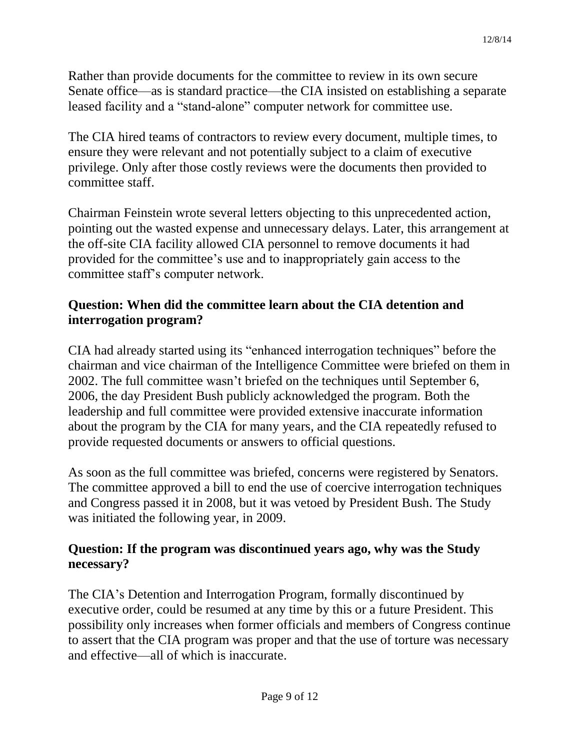Rather than provide documents for the committee to review in its own secure Senate office—as is standard practice—the CIA insisted on establishing a separate leased facility and a "stand-alone" computer network for committee use.

The CIA hired teams of contractors to review every document, multiple times, to ensure they were relevant and not potentially subject to a claim of executive privilege. Only after those costly reviews were the documents then provided to committee staff.

Chairman Feinstein wrote several letters objecting to this unprecedented action, pointing out the wasted expense and unnecessary delays. Later, this arrangement at the off-site CIA facility allowed CIA personnel to remove documents it had provided for the committee's use and to inappropriately gain access to the committee staff's computer network.

**Question: When did the committee learn about the CIA detention and interrogation program?**

CIA had already started using its "enhanced interrogation techniques" before the chairman and vice chairman of the Intelligence Committee were briefed on them in 2002. The full committee wasn't briefed on the techniques until September 6, 2006, the day President Bush publicly acknowledged the program. Both the leadership and full committee were provided extensive inaccurate information about the program by the CIA for many years, and the CIA repeatedly refused to provide requested documents or answers to official questions.

As soon as the full committee was briefed, concerns were registered by Senators. The committee approved a bill to end the use of coercive interrogation techniques and Congress passed it in 2008, but it was vetoed by President Bush. The Study was initiated the following year, in 2009.

**Question: If the program was discontinued years ago, why was the Study necessary?**

The CIA's Detention and Interrogation Program, formally discontinued by executive order, could be resumed at any time by this or a future President. This possibility only increases when former officials and members of Congress continue to assert that the CIA program was proper and that the use of torture was necessary and effective—all of which is inaccurate.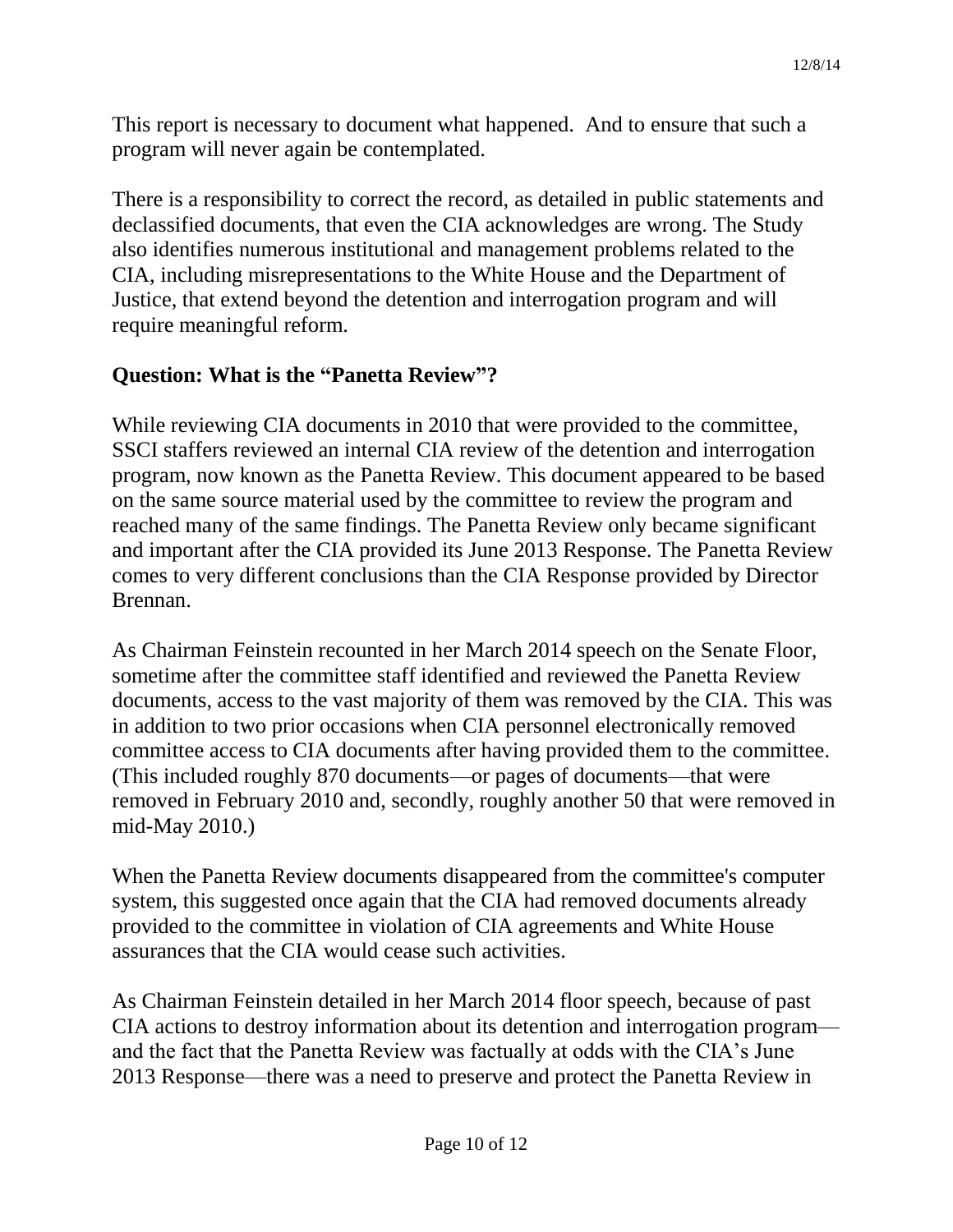This report is necessary to document what happened. And to ensure that such a program will never again be contemplated.

There is a responsibility to correct the record, as detailed in public statements and declassified documents, that even the CIA acknowledges are wrong. The Study also identifies numerous institutional and management problems related to the CIA, including misrepresentations to the White House and the Department of Justice, that extend beyond the detention and interrogation program and will require meaningful reform.

**Question: What is the "Panetta Review"?**

While reviewing CIA documents in 2010 that were provided to the committee, SSCI staffers reviewed an internal CIA review of the detention and interrogation program, now known as the Panetta Review. This document appeared to be based on the same source material used by the committee to review the program and reached many of the same findings. The Panetta Review only became significant and important after the CIA provided its June 2013 Response. The Panetta Review comes to very different conclusions than the CIA Response provided by Director Brennan.

As Chairman Feinstein recounted in her March 2014 speech on the Senate Floor, sometime after the committee staff identified and reviewed the Panetta Review documents, access to the vast majority of them was removed by the CIA. This was in addition to two prior occasions when CIA personnel electronically removed committee access to CIA documents after having provided them to the committee. (This included roughly 870 documents—or pages of documents—that were removed in February 2010 and, secondly, roughly another 50 that were removed in mid-May 2010.)

When the Panetta Review documents disappeared from the committee's computer system, this suggested once again that the CIA had removed documents already provided to the committee in violation of CIA agreements and White House assurances that the CIA would cease such activities.

As Chairman Feinstein detailed in her March 2014 floor speech, because of past CIA actions to destroy information about its detention and interrogation program—and the fact that the Panetta Review was factually at odds with the CIA's June 2013 Response—there was a need to preserve and protect the Panetta Review in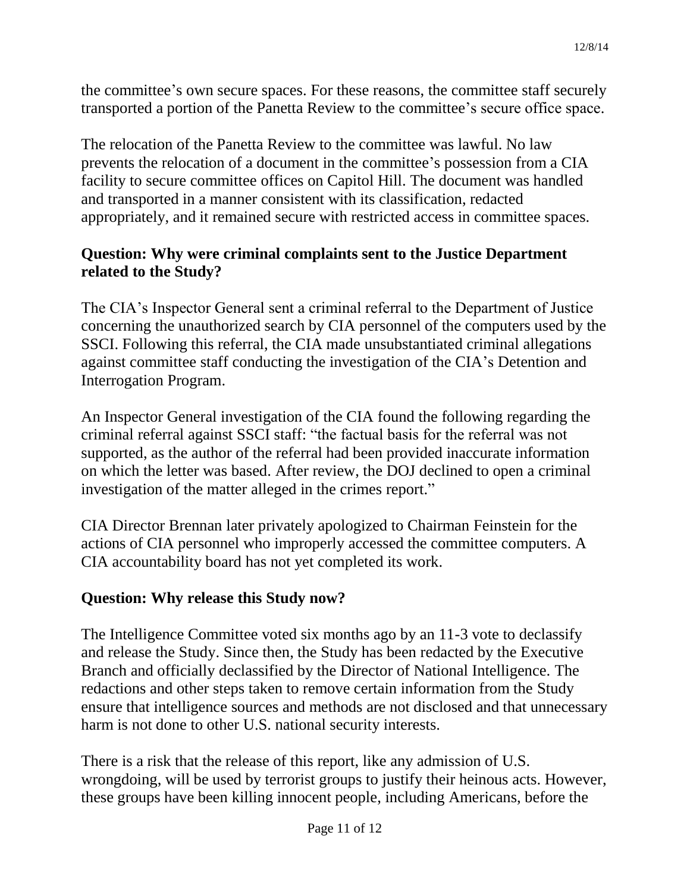the committee's own secure spaces. For these reasons, the committee staff securely transported a portion of the Panetta Review to the committee's secure office space.

The relocation of the Panetta Review to the committee was lawful. No law prevents the relocation of a document in the committee's possession from a CIA facility to secure committee offices on Capitol Hill. The document was handled and transported in a manner consistent with its classification, redacted appropriately, and it remained secure with restricted access in committee spaces.

**Question: Why were criminal complaints sent to the Justice Department related to the Study?**

The CIA's Inspector General sent a criminal referral to the Department of Justice concerning the unauthorized search by CIA personnel of the computers used by the SSCI. Following this referral, the CIA made unsubstantiated criminal allegations against committee staff conducting the investigation of the CIA's Detention and Interrogation Program.

An Inspector General investigation of the CIA found the following regarding the criminal referral against SSCI staff: "the factual basis for the referral was not supported, as the author of the referral had been provided inaccurate information on which the letter was based. After review, the DOJ declined to open a criminal investigation of the matter alleged in the crimes report."

CIA Director Brennan later privately apologized to Chairman Feinstein for the actions of CIA personnel who improperly accessed the committee computers. A CIA accountability board has not yet completed its work.

**Question: Why release this Study now?**

The Intelligence Committee voted six months ago by an 11-3 vote to declassify and release the Study. Since then, the Study has been redacted by the Executive Branch and officially declassified by the Director of National Intelligence. The redactions and other steps taken to remove certain information from the Study ensure that intelligence sources and methods are not disclosed and that unnecessary harm is not done to other U.S. national security interests.

There is a risk that the release of this report, like any admission of U.S. wrongdoing, will be used by terrorist groups to justify their heinous acts. However, these groups have been killing innocent people, including Americans, before the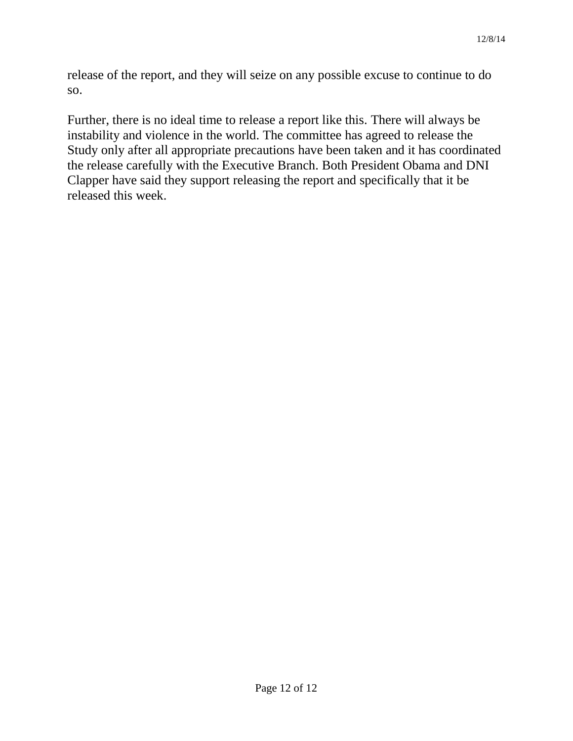release of the report, and they will seize on any possible excuse to continue to do so.

Further, there is no ideal time to release a report like this. There will always be instability and violence in the world. The committee has agreed to release the Study only after all appropriate precautions have been taken and it has coordinated the release carefully with the Executive Branch. Both President Obama and DNI Clapper have said they support releasing the report and specifically that it be released this week.